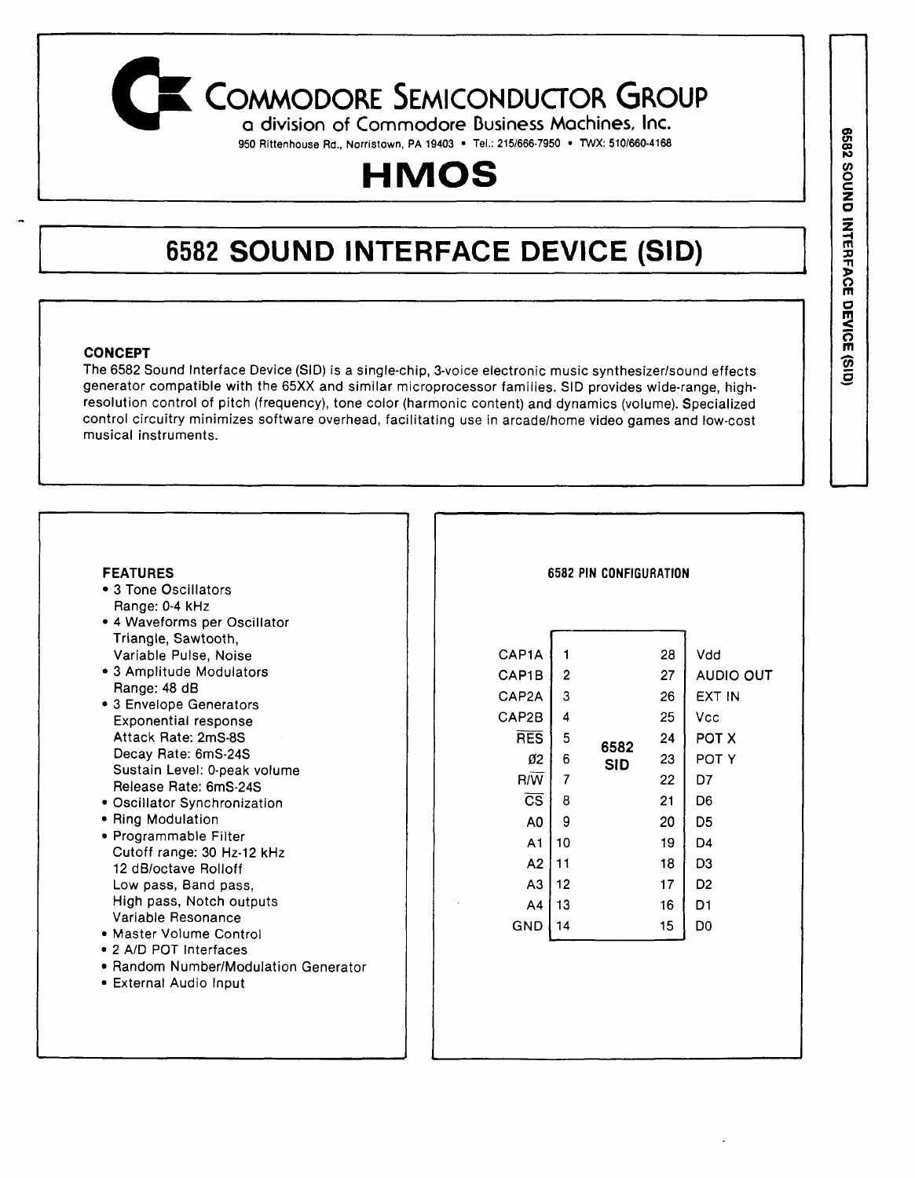# COMMODORE SEMICONDUCTOR GROUP

a division of Commodore Business Machines, Inc.

950 Rittenhouse Rd., Norristown, PA 19403 • Tel.: 215/666-7950 • TWX: 510/660-4168

# HMOS

# 6582 SOUND INTERFACE DEVICE (SID)

### CONCEPT

The 6582 Sound Interface Device (SID) is a single-chip, 3-voice electronic music synthesizer/sound effects generator compatible with the 65XX and similar microprocessor families. SID provides wide-range, high-resolution control of pitch (frequency), tone color (harmonic content) and dynamics (volume). Specialized control circuitry minimizes software overhead, facilitating use in arcade/home video games and low-cost musical instruments.

### FEATURES

- 3 Tone Oscillators
  Range: 0-4 kHz
- 4 Waveforms per Oscillator
  Triangle, Sawtooth,
  Variable Pulse, Noise
- 3 Amplitude Modulators
  Range: 48 dB
- 3 Envelope Generators
  Exponential response
  Attack Rate: 2mS-8S
  Decay Rate: 6mS-24S
  Sustain Level: 0-peak volume
  Release Rate: 6mS-24S
- Oscillator Synchronization
- Ring Modulation
- Programmable Filter
  Cutoff range: 30 Hz-12 kHz
  12 dB/octave Rolloff
  Low pass, Band pass,
  High pass, Notch outputs
  Variable Resonance
- Master Volume Control
- 2 A/D POT Interfaces
- Random Number/Modulation Generator
- External Audio Input

### 6582 PIN CONFIGURATION

| Signal | Pin | | Pin | Signal |
|---|---|---|---|---|
| CAP1A | 1 | | 28 | Vdd |
| CAP1B | 2 | | 27 | AUDIO OUT |
| CAP2A | 3 | | 26 | EXT IN |
| CAP2B | 4 | | 25 | Vcc |
| $\overline{\text{RES}}$ | 5 | 6582 | 24 | POT X |
| Ø2 | 6 | SID | 23 | POT Y |
| R/$\overline{\text{W}}$ | 7 | | 22 | D7 |
| $\overline{\text{CS}}$ | 8 | | 21 | D6 |
| A0 | 9 | | 20 | D5 |
| A1 | 10 | | 19 | D4 |
| A2 | 11 | | 18 | D3 |
| A3 | 12 | | 17 | D2 |
| A4 | 13 | | 16 | D1 |
| GND | 14 | | 15 | D0 |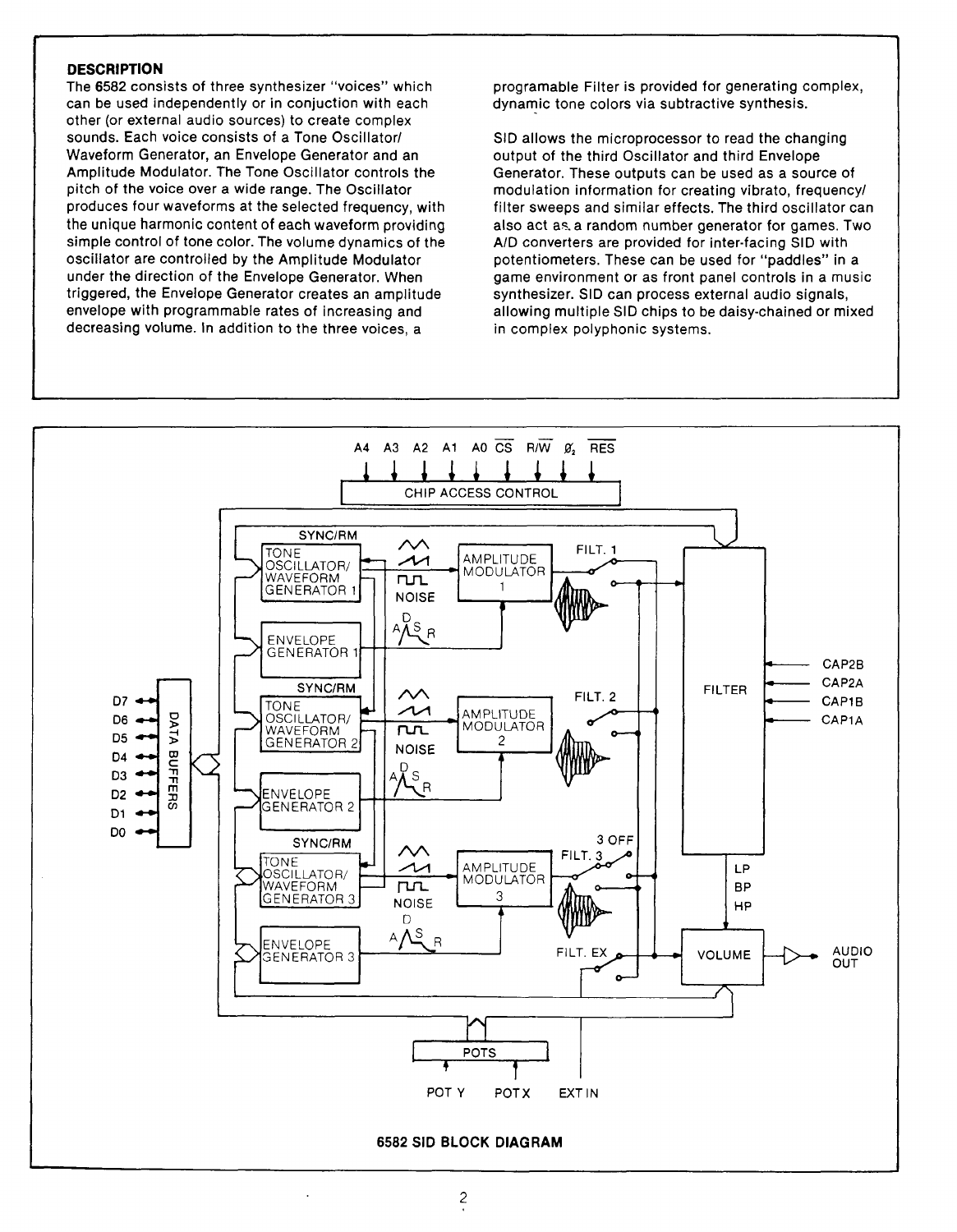## DESCRIPTION

The 6582 consists of three synthesizer "voices" which can be used independently or in conjuction with each other (or external audio sources) to create complex sounds. Each voice consists of a Tone Oscillator/ Waveform Generator, an Envelope Generator and an Amplitude Modulator. The Tone Oscillator controls the pitch of the voice over a wide range. The Oscillator produces four waveforms at the selected frequency, with the unique harmonic content of each waveform providing simple control of tone color. The volume dynamics of the oscillator are controlled by the Amplitude Modulator under the direction of the Envelope Generator. When triggered, the Envelope Generator creates an amplitude envelope with programmable rates of increasing and decreasing volume. In addition to the three voices, a programable Filter is provided for generating complex, dynamic tone colors via subtractive synthesis.

SID allows the microprocessor to read the changing output of the third Oscillator and third Envelope Generator. These outputs can be used as a source of modulation information for creating vibrato, frequency/ filter sweeps and similar effects. The third oscillator can also act as a random number generator for games. Two A/D converters are provided for inter-facing SID with potentiometers. These can be used for "paddles" in a game environment or as front panel controls in a music synthesizer. SID can process external audio signals, allowing multiple SID chips to be daisy-chained or mixed in complex polyphonic systems.

A4 A3 A2 A1 A0 $\overline{CS}$ R/$\overline{W}$ $\phi_2$ $\overline{RES}$

CHIP ACCESS CONTROL

D7 D6 D5 D4 D3 D2 D1 D0

DATA BUFFERS

SYNC/RM

TONE OSCILLATOR/ WAVEFORM GENERATOR 1

NOISE

AMPLITUDE MODULATOR 1

FILT. 1

ENVELOPE GENERATOR 1

A D S R

SYNC/RM

TONE OSCILLATOR/ WAVEFORM GENERATOR 2

NOISE

AMPLITUDE MODULATOR 2

FILT. 2

ENVELOPE GENERATOR 2

A D S R

SYNC/RM

TONE OSCILLATOR/ WAVEFORM GENERATOR 3

NOISE

AMPLITUDE MODULATOR 3

FILT. 3

3 OFF

ENVELOPE GENERATOR 3

A D S R

FILT. EX

FILTER

CAP2B CAP2A CAP1B CAP1A

LP BP HP

VOLUME

AUDIO OUT

POTS

POT Y POT X EXT IN

**6582 SID BLOCK DIAGRAM**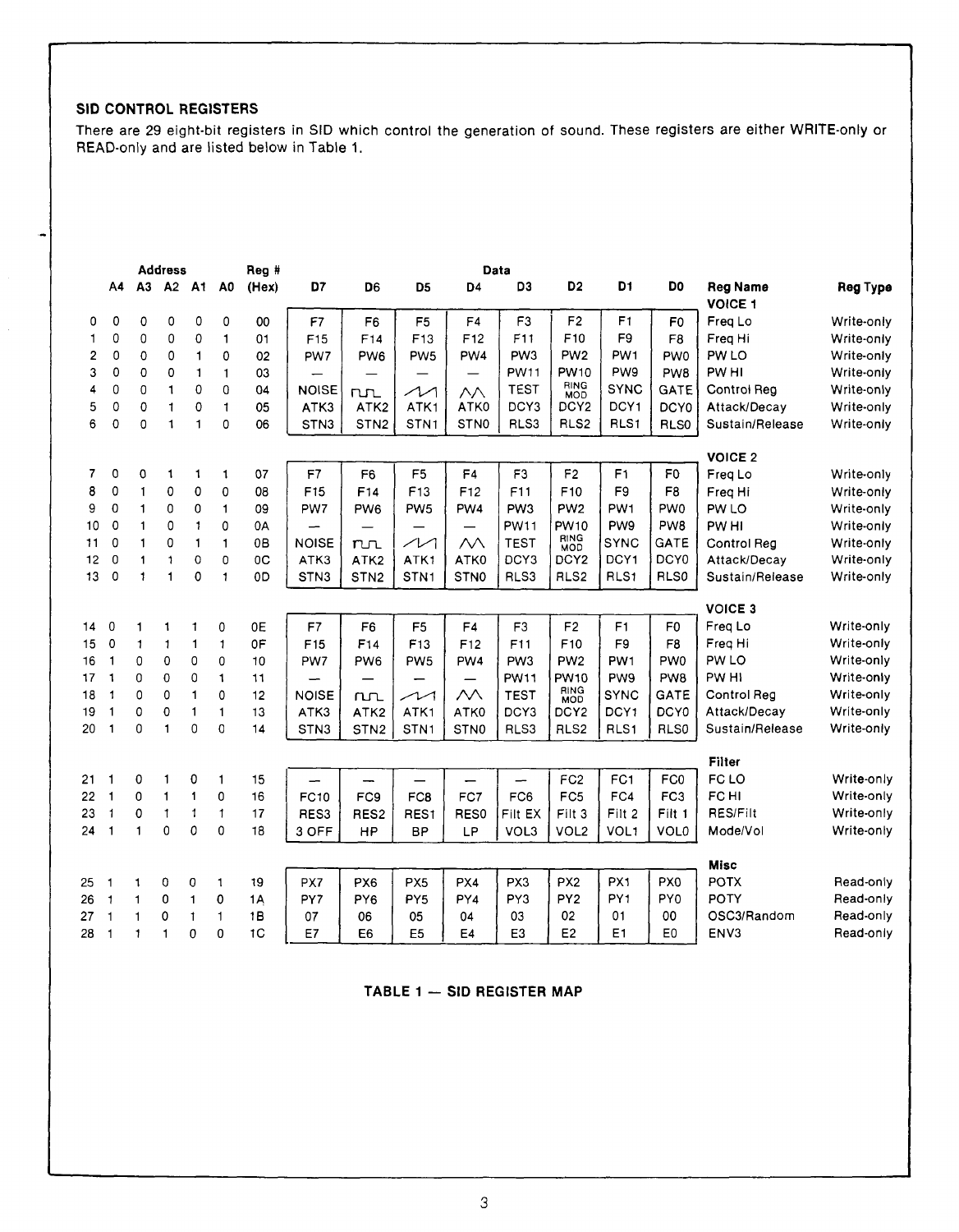## SID CONTROL REGISTERS

There are 29 eight-bit registers in SID which control the generation of sound. These registers are either WRITE-only or READ-only and are listed below in Table 1.

| | Address | | | | | Reg # | Data | | | | | | | | | |
|---|---|---|---|---|---|---|---|---|---|---|---|---|---|---|---|---|
| | A4 | A3 | A2 | A1 | A0 | (Hex) | D7 | D6 | D5 | D4 | D3 | D2 | D1 | D0 | Reg Name | Reg Type |
| | | | | | | | | | | | | | | | **VOICE 1** | |
| 0 | 0 | 0 | 0 | 0 | 0 | 00 | F7 | F6 | F5 | F4 | F3 | F2 | F1 | F0 | Freq Lo | Write-only |
| 1 | 0 | 0 | 0 | 0 | 1 | 01 | F15 | F14 | F13 | F12 | F11 | F10 | F9 | F8 | Freq Hi | Write-only |
| 2 | 0 | 0 | 0 | 1 | 0 | 02 | PW7 | PW6 | PW5 | PW4 | PW3 | PW2 | PW1 | PW0 | PW LO | Write-only |
| 3 | 0 | 0 | 0 | 1 | 1 | 03 | — | — | — | — | PW11 | PW10 | PW9 | PW8 | PW HI | Write-only |
| 4 | 0 | 0 | 1 | 0 | 0 | 04 | NOISE | (pulse) | (sawtooth) | (triangle) | TEST | RING MOD | SYNC | GATE | Control Reg | Write-only |
| 5 | 0 | 0 | 1 | 0 | 1 | 05 | ATK3 | ATK2 | ATK1 | ATK0 | DCY3 | DCY2 | DCY1 | DCY0 | Attack/Decay | Write-only |
| 6 | 0 | 0 | 1 | 1 | 0 | 06 | STN3 | STN2 | STN1 | STN0 | RLS3 | RLS2 | RLS1 | RLS0 | Sustain/Release | Write-only |
| | | | | | | | | | | | | | | | **VOICE 2** | |
| 7 | 0 | 0 | 1 | 1 | 1 | 07 | F7 | F6 | F5 | F4 | F3 | F2 | F1 | F0 | Freq Lo | Write-only |
| 8 | 0 | 1 | 0 | 0 | 0 | 08 | F15 | F14 | F13 | F12 | F11 | F10 | F9 | F8 | Freq Hi | Write-only |
| 9 | 0 | 1 | 0 | 0 | 1 | 09 | PW7 | PW6 | PW5 | PW4 | PW3 | PW2 | PW1 | PW0 | PW LO | Write-only |
| 10 | 0 | 1 | 0 | 1 | 0 | 0A | — | — | — | — | PW11 | PW10 | PW9 | PW8 | PW HI | Write-only |
| 11 | 0 | 1 | 0 | 1 | 1 | 0B | NOISE | (pulse) | (sawtooth) | (triangle) | TEST | RING MOD | SYNC | GATE | Control Reg | Write-only |
| 12 | 0 | 1 | 1 | 0 | 0 | 0C | ATK3 | ATK2 | ATK1 | ATK0 | DCY3 | DCY2 | DCY1 | DCY0 | Attack/Decay | Write-only |
| 13 | 0 | 1 | 1 | 0 | 1 | 0D | STN3 | STN2 | STN1 | STN0 | RLS3 | RLS2 | RLS1 | RLS0 | Sustain/Release | Write-only |
| | | | | | | | | | | | | | | | **VOICE 3** | |
| 14 | 0 | 1 | 1 | 1 | 0 | 0E | F7 | F6 | F5 | F4 | F3 | F2 | F1 | F0 | Freq Lo | Write-only |
| 15 | 0 | 1 | 1 | 1 | 1 | 0F | F15 | F14 | F13 | F12 | F11 | F10 | F9 | F8 | Freq Hi | Write-only |
| 16 | 1 | 0 | 0 | 0 | 0 | 10 | PW7 | PW6 | PW5 | PW4 | PW3 | PW2 | PW1 | PW0 | PW LO | Write-only |
| 17 | 1 | 0 | 0 | 0 | 1 | 11 | — | — | — | — | PW11 | PW10 | PW9 | PW8 | PW HI | Write-only |
| 18 | 1 | 0 | 0 | 1 | 0 | 12 | NOISE | (pulse) | (sawtooth) | (triangle) | TEST | RING MOD | SYNC | GATE | Control Reg | Write-only |
| 19 | 1 | 0 | 0 | 1 | 1 | 13 | ATK3 | ATK2 | ATK1 | ATK0 | DCY3 | DCY2 | DCY1 | DCY0 | Attack/Decay | Write-only |
| 20 | 1 | 0 | 1 | 0 | 0 | 14 | STN3 | STN2 | STN1 | STN0 | RLS3 | RLS2 | RLS1 | RLS0 | Sustain/Release | Write-only |
| | | | | | | | | | | | | | | | **Filter** | |
| 21 | 1 | 0 | 1 | 0 | 1 | 15 | — | — | — | — | — | FC2 | FC1 | FC0 | FC LO | Write-only |
| 22 | 1 | 0 | 1 | 1 | 0 | 16 | FC10 | FC9 | FC8 | FC7 | FC6 | FC5 | FC4 | FC3 | FC HI | Write-only |
| 23 | 1 | 0 | 1 | 1 | 1 | 17 | RES3 | RES2 | RES1 | RES0 | Filt EX | Filt 3 | Filt 2 | Filt 1 | RES/Filt | Write-only |
| 24 | 1 | 1 | 0 | 0 | 0 | 18 | 3 OFF | HP | BP | LP | VOL3 | VOL2 | VOL1 | VOL0 | Mode/Vol | Write-only |
| | | | | | | | | | | | | | | | **Misc** | |
| 25 | 1 | 1 | 0 | 0 | 1 | 19 | PX7 | PX6 | PX5 | PX4 | PX3 | PX2 | PX1 | PX0 | POTX | Read-only |
| 26 | 1 | 1 | 0 | 1 | 0 | 1A | PY7 | PY6 | PY5 | PY4 | PY3 | PY2 | PY1 | PY0 | POTY | Read-only |
| 27 | 1 | 1 | 0 | 1 | 1 | 1B | O7 | O6 | O5 | O4 | O3 | O2 | O1 | O0 | OSC3/Random | Read-only |
| 28 | 1 | 1 | 1 | 0 | 0 | 1C | E7 | E6 | E5 | E4 | E3 | E2 | E1 | E0 | ENV3 | Read-only |

**TABLE 1 — SID REGISTER MAP**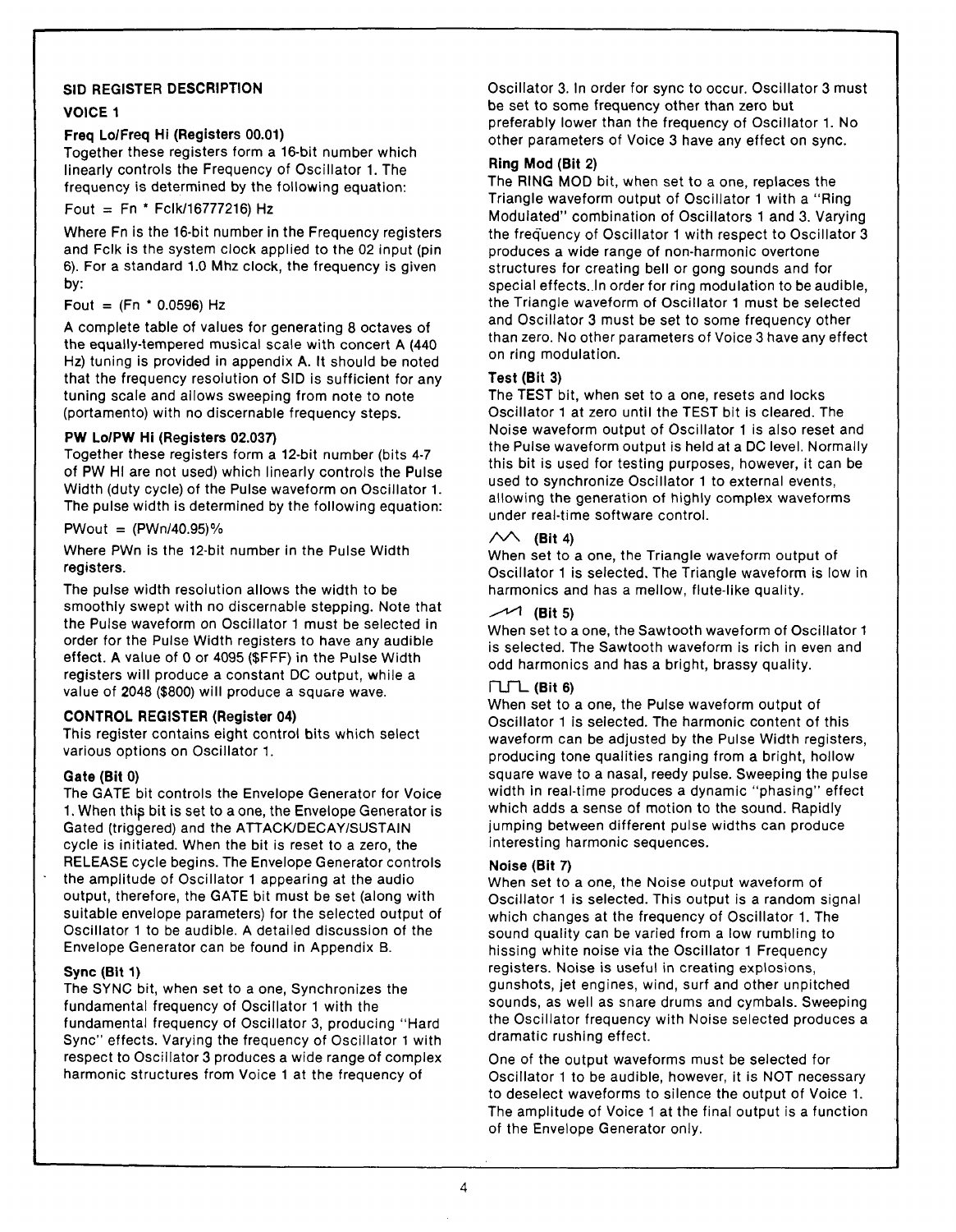## SID REGISTER DESCRIPTION

### VOICE 1

**Freq Lo/Freq Hi (Registers 00.01)**

Together these registers form a 16-bit number which linearly controls the Frequency of Oscillator 1. The frequency is determined by the following equation:

$$F_{out} = F_n * F_{clk}/16777216) \text{ Hz}$$

Where Fn is the 16-bit number in the Frequency registers and Fclk is the system clock applied to the 02 input (pin 6). For a standard 1.0 Mhz clock, the frequency is given by:

$$F_{out} = (F_n * 0.0596) \text{ Hz}$$

A complete table of values for generating 8 octaves of the equally-tempered musical scale with concert A (440 Hz) tuning is provided in appendix A. It should be noted that the frequency resolution of SID is sufficient for any tuning scale and allows sweeping from note to note (portamento) with no discernable frequency steps.

**PW Lo/PW Hi (Registers 02.037)**

Together these registers form a 12-bit number (bits 4-7 of PW HI are not used) which linearly controls the Pulse Width (duty cycle) of the Pulse waveform on Oscillator 1. The pulse width is determined by the following equation:

$$PW_{out} = (PW_n/40.95)\%$$

Where PWn is the 12-bit number in the Pulse Width registers.

The pulse width resolution allows the width to be smoothly swept with no discernable stepping. Note that the Pulse waveform on Oscillator 1 must be selected in order for the Pulse Width registers to have any audible effect. A value of 0 or 4095 ($FFF) in the Pulse Width registers will produce a constant DC output, while a value of 2048 ($800) will produce a square wave.

### CONTROL REGISTER (Register 04)

This register contains eight control bits which select various options on Oscillator 1.

**Gate (Bit 0)**

The GATE bit controls the Envelope Generator for Voice 1. When this bit is set to a one, the Envelope Generator is Gated (triggered) and the ATTACK/DECAY/SUSTAIN cycle is initiated. When the bit is reset to a zero, the RELEASE cycle begins. The Envelope Generator controls the amplitude of Oscillator 1 appearing at the audio output, therefore, the GATE bit must be set (along with suitable envelope parameters) for the selected output of Oscillator 1 to be audible. A detailed discussion of the Envelope Generator can be found in Appendix B.

**Sync (Bit 1)**

The SYNC bit, when set to a one, Synchronizes the fundamental frequency of Oscillator 1 with the fundamental frequency of Oscillator 3, producing "Hard Sync" effects. Varying the frequency of Oscillator 1 with respect to Oscillator 3 produces a wide range of complex harmonic structures from Voice 1 at the frequency of Oscillator 3. In order for sync to occur, Oscillator 3 must be set to some frequency other than zero but preferably lower than the frequency of Oscillator 1. No other parameters of Voice 3 have any effect on sync.

**Ring Mod (Bit 2)**

The RING MOD bit, when set to a one, replaces the Triangle waveform output of Oscillator 1 with a "Ring Modulated" combination of Oscillators 1 and 3. Varying the frequency of Oscillator 1 with respect to Oscillator 3 produces a wide range of non-harmonic overtone structures for creating bell or gong sounds and for special effects. In order for ring modulation to be audible, the Triangle waveform of Oscillator 1 must be selected and Oscillator 3 must be set to some frequency other than zero. No other parameters of Voice 3 have any effect on ring modulation.

**Test (Bit 3)**

The TEST bit, when set to a one, resets and locks Oscillator 1 at zero until the TEST bit is cleared. The Noise waveform output of Oscillator 1 is also reset and the Pulse waveform output is held at a DC level. Normally this bit is used for testing purposes, however, it can be used to synchronize Oscillator 1 to external events, allowing the generation of highly complex waveforms under real-time software control.

**/\/\ (Bit 4)**

When set to a one, the Triangle waveform output of Oscillator 1 is selected. The Triangle waveform is low in harmonics and has a mellow, flute-like quality.

**/|/| (Bit 5)**

When set to a one, the Sawtooth waveform of Oscillator 1 is selected. The Sawtooth waveform is rich in even and odd harmonics and has a bright, brassy quality.

**⊓⊔⊓ (Bit 6)**

When set to a one, the Pulse waveform output of Oscillator 1 is selected. The harmonic content of this waveform can be adjusted by the Pulse Width registers, producing tone qualities ranging from a bright, hollow square wave to a nasal, reedy pulse. Sweeping the pulse width in real-time produces a dynamic "phasing" effect which adds a sense of motion to the sound. Rapidly jumping between different pulse widths can produce interesting harmonic sequences.

**Noise (Bit 7)**

When set to a one, the Noise output waveform of Oscillator 1 is selected. This output is a random signal which changes at the frequency of Oscillator 1. The sound quality can be varied from a low rumbling to hissing white noise via the Oscillator 1 Frequency registers. Noise is useful in creating explosions, gunshots, jet engines, wind, surf and other unpitched sounds, as well as snare drums and cymbals. Sweeping the Oscillator frequency with Noise selected produces a dramatic rushing effect.

One of the output waveforms must be selected for Oscillator 1 to be audible, however, it is NOT necessary to deselect waveforms to silence the output of Voice 1. The amplitude of Voice 1 at the final output is a function of the Envelope Generator only.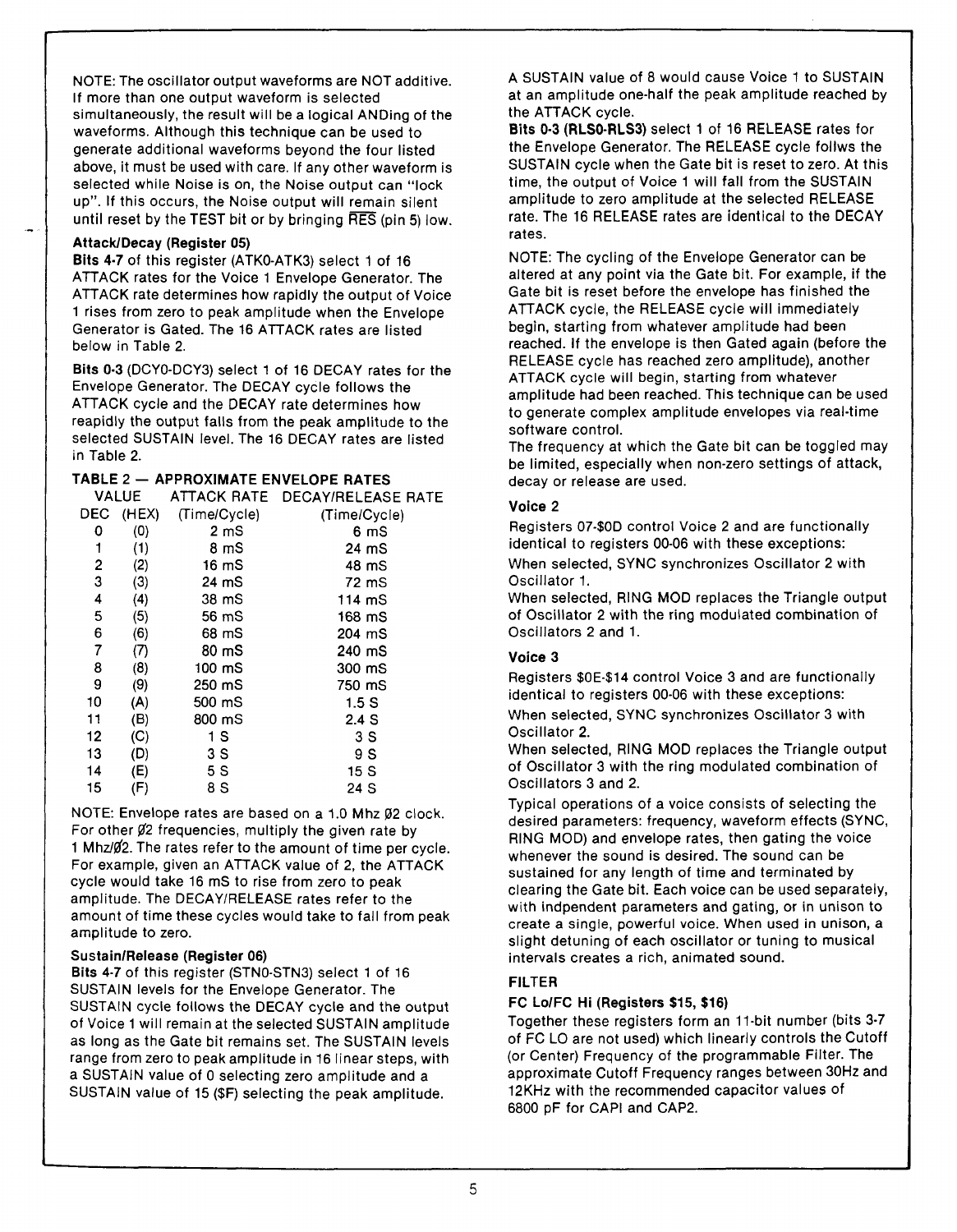NOTE: The oscillator output waveforms are NOT additive. If more than one output waveform is selected simultaneously, the result will be a logical ANDing of the waveforms. Although this technique can be used to generate additional waveforms beyond the four listed above, it must be used with care. If any other waveform is selected while Noise is on, the Noise output can "lock up". If this occurs, the Noise output will remain silent until reset by the TEST bit or by bringing $\overline{\text{RES}}$ (pin 5) low.

**Attack/Decay (Register 05)**

**Bits 4-7** of this register (ATK0-ATK3) select 1 of 16 ATTACK rates for the Voice 1 Envelope Generator. The ATTACK rate determines how rapidly the output of Voice 1 rises from zero to peak amplitude when the Envelope Generator is Gated. The 16 ATTACK rates are listed below in Table 2.

**Bits 0-3** (DCY0-DCY3) select 1 of 16 DECAY rates for the Envelope Generator. The DECAY cycle follows the ATTACK cycle and the DECAY rate determines how reapidly the output falls from the peak amplitude to the selected SUSTAIN level. The 16 DECAY rates are listed in Table 2.

**TABLE 2 — APPROXIMATE ENVELOPE RATES**

| VALUE DEC | (HEX) | ATTACK RATE (Time/Cycle) | DECAY/RELEASE RATE (Time/Cycle) |
|---|---|---|---|
| 0 | (0) | 2 mS | 6 mS |
| 1 | (1) | 8 mS | 24 mS |
| 2 | (2) | 16 mS | 48 mS |
| 3 | (3) | 24 mS | 72 mS |
| 4 | (4) | 38 mS | 114 mS |
| 5 | (5) | 56 mS | 168 mS |
| 6 | (6) | 68 mS | 204 mS |
| 7 | (7) | 80 mS | 240 mS |
| 8 | (8) | 100 mS | 300 mS |
| 9 | (9) | 250 mS | 750 mS |
| 10 | (A) | 500 mS | 1.5 S |
| 11 | (B) | 800 mS | 2.4 S |
| 12 | (C) | 1 S | 3 S |
| 13 | (D) | 3 S | 9 S |
| 14 | (E) | 5 S | 15 S |
| 15 | (F) | 8 S | 24 S |

NOTE: Envelope rates are based on a 1.0 Mhz Ø2 clock. For other Ø2 frequencies, multiply the given rate by 1 Mhz/Ø2. The rates refer to the amount of time per cycle. For example, given an ATTACK value of 2, the ATTACK cycle would take 16 mS to rise from zero to peak amplitude. The DECAY/RELEASE rates refer to the amount of time these cycles would take to fall from peak amplitude to zero.

**Sustain/Release (Register 06)**

**Bits 4-7** of this register (STN0-STN3) select 1 of 16 SUSTAIN levels for the Envelope Generator. The SUSTAIN cycle follows the DECAY cycle and the output of Voice 1 will remain at the selected SUSTAIN amplitude as long as the Gate bit remains set. The SUSTAIN levels range from zero to peak amplitude in 16 linear steps, with a SUSTAIN value of 0 selecting zero amplitude and a SUSTAIN value of 15 ($F) selecting the peak amplitude. A SUSTAIN value of 8 would cause Voice 1 to SUSTAIN at an amplitude one-half the peak amplitude reached by the ATTACK cycle.

**Bits 0-3 (RLS0-RLS3)** select 1 of 16 RELEASE rates for the Envelope Generator. The RELEASE cycle follws the SUSTAIN cycle when the Gate bit is reset to zero. At this time, the output of Voice 1 will fall from the SUSTAIN amplitude to zero amplitude at the selected RELEASE rate. The 16 RELEASE rates are identical to the DECAY rates.

NOTE: The cycling of the Envelope Generator can be altered at any point via the Gate bit. For example, if the Gate bit is reset before the envelope has finished the ATTACK cycle, the RELEASE cycle will immediately begin, starting from whatever amplitude had been reached. If the envelope is then Gated again (before the RELEASE cycle has reached zero amplitude), another ATTACK cycle will begin, starting from whatever amplitude had been reached. This technique can be used to generate complex amplitude envelopes via real-time software control.

The frequency at which the Gate bit can be toggled may be limited, especially when non-zero settings of attack, decay or release are used.

### Voice 2

Registers 07-$0D control Voice 2 and are functionally identical to registers 00-06 with these exceptions:

When selected, SYNC synchronizes Oscillator 2 with Oscillator 1.

When selected, RING MOD replaces the Triangle output of Oscillator 2 with the ring modulated combination of Oscillators 2 and 1.

### Voice 3

Registers $0E-$14 control Voice 3 and are functionally identical to registers 00-06 with these exceptions:

When selected, SYNC synchronizes Oscillator 3 with Oscillator 2.

When selected, RING MOD replaces the Triangle output of Oscillator 3 with the ring modulated combination of Oscillators 3 and 2.

Typical operations of a voice consists of selecting the desired parameters: frequency, waveform effects (SYNC, RING MOD) and envelope rates, then gating the voice whenever the sound is desired. The sound can be sustained for any length of time and terminated by clearing the Gate bit. Each voice can be used separately, with indpendent parameters and gating, or in unison to create a single, powerful voice. When used in unison, a slight detuning of each oscillator or tuning to musical intervals creates a rich, animated sound.

### FILTER

**FC Lo/FC Hi (Registers $15, $16)**

Together these registers form an 11-bit number (bits 3-7 of FC LO are not used) which linearly controls the Cutoff (or Center) Frequency of the programmable Filter. The approximate Cutoff Frequency ranges between 30Hz and 12KHz with the recommended capacitor values of 6800 pF for CAPI and CAP2.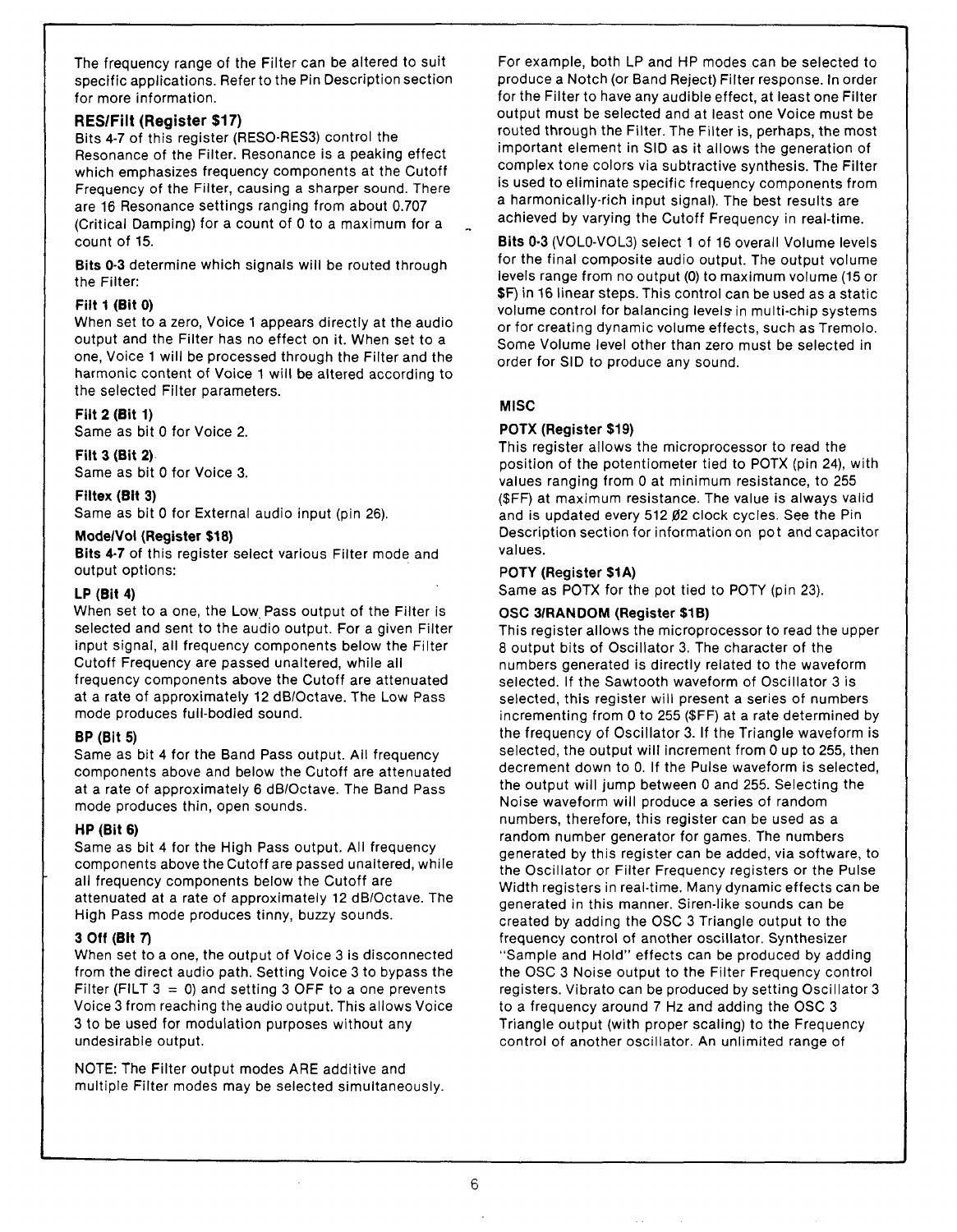The frequency range of the Filter can be altered to suit specific applications. Refer to the Pin Description section for more information.

### RES/Filt (Register $17)

Bits 4-7 of this register (RESO-RES3) control the Resonance of the Filter. Resonance is a peaking effect which emphasizes frequency components at the Cutoff Frequency of the Filter, causing a sharper sound. There are 16 Resonance settings ranging from about 0.707 (Critical Damping) for a count of 0 to a maximum for a count of 15.

**Bits 0-3** determine which signals will be routed through the Filter:

**Filt 1 (Bit 0)**
When set to a zero, Voice 1 appears directly at the audio output and the Filter has no effect on it. When set to a one, Voice 1 will be processed through the Filter and the harmonic content of Voice 1 will be altered according to the selected Filter parameters.

**Filt 2 (Bit 1)**
Same as bit 0 for Voice 2.

**Filt 3 (Bit 2)**
Same as bit 0 for Voice 3.

**Filtex (Bit 3)**
Same as bit 0 for External audio input (pin 26).

### Mode/Vol (Register $18)

**Bits 4-7** of this register select various Filter mode and output options:

**LP (Bit 4)**
When set to a one, the Low Pass output of the Filter is selected and sent to the audio output. For a given Filter input signal, all frequency components below the Filter Cutoff Frequency are passed unaltered, while all frequency components above the Cutoff are attenuated at a rate of approximately 12 dB/Octave. The Low Pass mode produces full-bodied sound.

**BP (Bit 5)**
Same as bit 4 for the Band Pass output. All frequency components above and below the Cutoff are attenuated at a rate of approximately 6 dB/Octave. The Band Pass mode produces thin, open sounds.

**HP (Bit 6)**
Same as bit 4 for the High Pass output. All frequency components above the Cutoff are passed unaltered, while all frequency components below the Cutoff are attenuated at a rate of approximately 12 dB/Octave. The High Pass mode produces tinny, buzzy sounds.

**3 Off (Bit 7)**
When set to a one, the output of Voice 3 is disconnected from the direct audio path. Setting Voice 3 to bypass the Filter (FILT 3 = 0) and setting 3 OFF to a one prevents Voice 3 from reaching the audio output. This allows Voice 3 to be used for modulation purposes without any undesirable output.

NOTE: The Filter output modes ARE additive and multiple Filter modes may be selected simultaneously. For example, both LP and HP modes can be selected to produce a Notch (or Band Reject) Filter response. In order for the Filter to have any audible effect, at least one Filter output must be selected and at least one Voice must be routed through the Filter. The Filter is, perhaps, the most important element in SID as it allows the generation of complex tone colors via subtractive synthesis. The Filter is used to eliminate specific frequency components from a harmonically-rich input signal). The best results are achieved by varying the Cutoff Frequency in real-time.

**Bits 0-3** (VOL0-VOL3) select 1 of 16 overall Volume levels for the final composite audio output. The output volume levels range from no output (0) to maximum volume (15 or $F) in 16 linear steps. This control can be used as a static volume control for balancing levels in multi-chip systems or for creating dynamic volume effects, such as Tremolo. Some Volume level other than zero must be selected in order for SID to produce any sound.

## MISC

### POTX (Register $19)

This register allows the microprocessor to read the position of the potentiometer tied to POTX (pin 24), with values ranging from 0 at minimum resistance, to 255 ($FF) at maximum resistance. The value is always valid and is updated every 512 Ø2 clock cycles. See the Pin Description section for information on pot and capacitor values.

### POTY (Register $1A)

Same as POTX for the pot tied to POTY (pin 23).

### OSC 3/RANDOM (Register $1B)

This register allows the microprocessor to read the upper 8 output bits of Oscillator 3. The character of the numbers generated is directly related to the waveform selected. If the Sawtooth waveform of Oscillator 3 is selected, this register will present a series of numbers incrementing from 0 to 255 ($FF) at a rate determined by the frequency of Oscillator 3. If the Triangle waveform is selected, the output will increment from 0 up to 255, then decrement down to 0. If the Pulse waveform is selected, the output will jump between 0 and 255. Selecting the Noise waveform will produce a series of random numbers, therefore, this register can be used as a random number generator for games. The numbers generated by this register can be added, via software, to the Oscillator or Filter Frequency registers or the Pulse Width registers in real-time. Many dynamic effects can be generated in this manner. Siren-like sounds can be created by adding the OSC 3 Triangle output to the frequency control of another oscillator. Synthesizer "Sample and Hold" effects can be produced by adding the OSC 3 Noise output to the Filter Frequency control registers. Vibrato can be produced by setting Oscillator 3 to a frequency around 7 Hz and adding the OSC 3 Triangle output (with proper scaling) to the Frequency control of another oscillator. An unlimited range of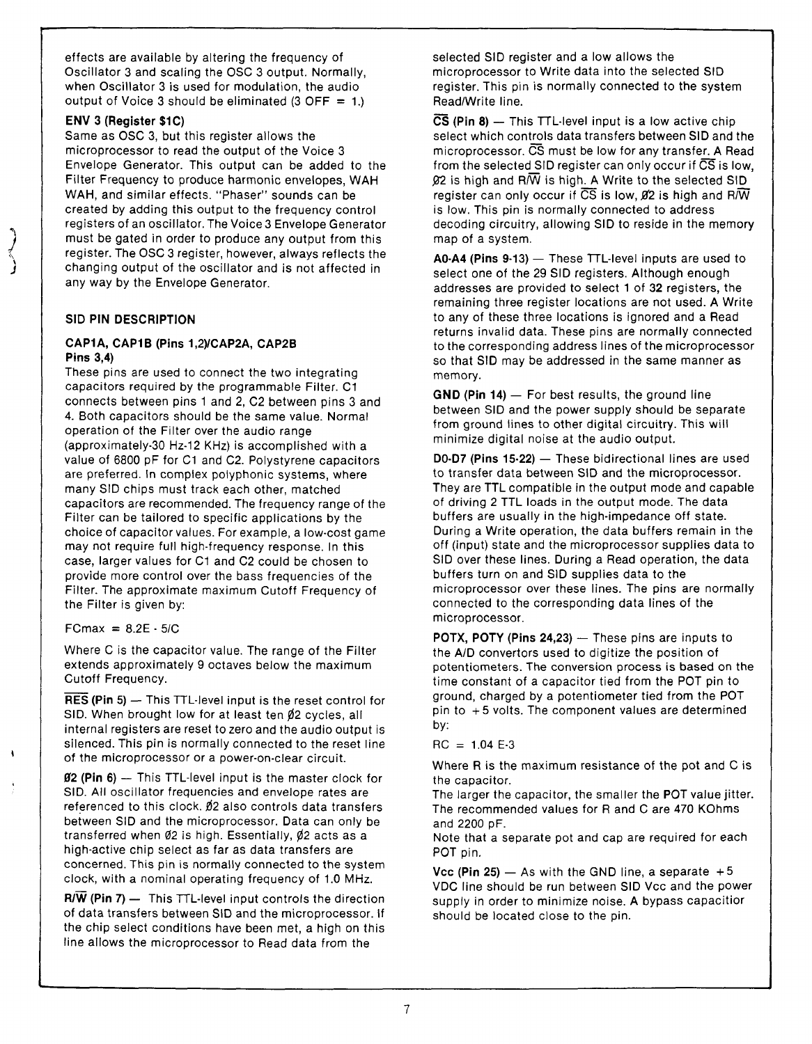effects are available by altering the frequency of Oscillator 3 and scaling the OSC 3 output. Normally, when Oscillator 3 is used for modulation, the audio output of Voice 3 should be eliminated (3 OFF = 1.)

**ENV 3 (Register $1C)**
Same as OSC 3, but this register allows the microprocessor to read the output of the Voice 3 Envelope Generator. This output can be added to the Filter Frequency to produce harmonic envelopes, WAH WAH, and similar effects. "Phaser" sounds can be created by adding this output to the frequency control registers of an oscillator. The Voice 3 Envelope Generator must be gated in order to produce any output from this register. The OSC 3 register, however, always reflects the changing output of the oscillator and is not affected in any way by the Envelope Generator.

## SID PIN DESCRIPTION

**CAP1A, CAP1B (Pins 1,2)/CAP2A, CAP2B Pins 3,4)**
These pins are used to connect the two integrating capacitors required by the programmable Filter. C1 connects between pins 1 and 2, C2 between pins 3 and 4. Both capacitors should be the same value. Normal operation of the Filter over the audio range (approximately-30 Hz-12 KHz) is accomplished with a value of 6800 pF for C1 and C2. Polystyrene capacitors are preferred. In complex polyphonic systems, where many SID chips must track each other, matched capacitors are recommended. The frequency range of the Filter can be tailored to specific applications by the choice of capacitor values. For example, a low-cost game may not require full high-frequency response. In this case, larger values for C1 and C2 could be chosen to provide more control over the bass frequencies of the Filter. The approximate maximum Cutoff Frequency of the Filter is given by:

FCmax = 8.2E - 5/C

Where C is the capacitor value. The range of the Filter extends approximately 9 octaves below the maximum Cutoff Frequency.

**RES (Pin 5)** — This TTL-level input is the reset control for SID. When brought low for at least ten Ø2 cycles, all internal registers are reset to zero and the audio output is silenced. This pin is normally connected to the reset line of the microprocessor or a power-on-clear circuit.

**Ø2 (Pin 6)** — This TTL-level input is the master clock for SID. All oscillator frequencies and envelope rates are referenced to this clock. Ø2 also controls data transfers between SID and the microprocessor. Data can only be transferred when Ø2 is high. Essentially, Ø2 acts as a high-active chip select as far as data transfers are concerned. This pin is normally connected to the system clock, with a nominal operating frequency of 1.0 MHz.

**R/W (Pin 7)** — This TTL-level input controls the direction of data transfers between SID and the microprocessor. If the chip select conditions have been met, a high on this line allows the microprocessor to Read data from the selected SID register and a low allows the microprocessor to Write data into the selected SID register. This pin is normally connected to the system Read/Write line.

**CS (Pin 8)** — This TTL-level input is a low active chip select which controls data transfers between SID and the microprocessor. CS must be low for any transfer. A Read from the selected SID register can only occur if CS is low, Ø2 is high and R/W is high. A Write to the selected SID register can only occur if CS is low, Ø2 is high and R/W is low. This pin is normally connected to address decoding circuitry, allowing SID to reside in the memory map of a system.

**A0-A4 (Pins 9-13)** — These TTL-level inputs are used to select one of the 29 SID registers. Although enough addresses are provided to select 1 of 32 registers, the remaining three register locations are not used. A Write to any of these three locations is ignored and a Read returns invalid data. These pins are normally connected to the corresponding address lines of the microprocessor so that SID may be addressed in the same manner as memory.

**GND (Pin 14)** — For best results, the ground line between SID and the power supply should be separate from ground lines to other digital circuitry. This will minimize digital noise at the audio output.

**D0-D7 (Pins 15-22)** — These bidirectional lines are used to transfer data between SID and the microprocessor. They are TTL compatible in the output mode and capable of driving 2 TTL loads in the output mode. The data buffers are usually in the high-impedance off state. During a Write operation, the data buffers remain in the off (input) state and the microprocessor supplies data to SID over these lines. During a Read operation, the data buffers turn on and SID supplies data to the microprocessor over these lines. The pins are normally connected to the corresponding data lines of the microprocessor.

**POTX, POTY (Pins 24,23)** — These pins are inputs to the A/D convertors used to digitize the position of potentiometers. The conversion process is based on the time constant of a capacitor tied from the POT pin to ground, charged by a potentiometer tied from the POT pin to +5 volts. The component values are determined by:

RC = 1.04 E-3

Where R is the maximum resistance of the pot and C is the capacitor.
The larger the capacitor, the smaller the POT value jitter. The recommended values for R and C are 470 KOhms and 2200 pF.
Note that a separate pot and cap are required for each POT pin.

**Vcc (Pin 25)** — As with the GND line, a separate +5 VDC line should be run between SID Vcc and the power supply in order to minimize noise. A bypass capacitior should be located close to the pin.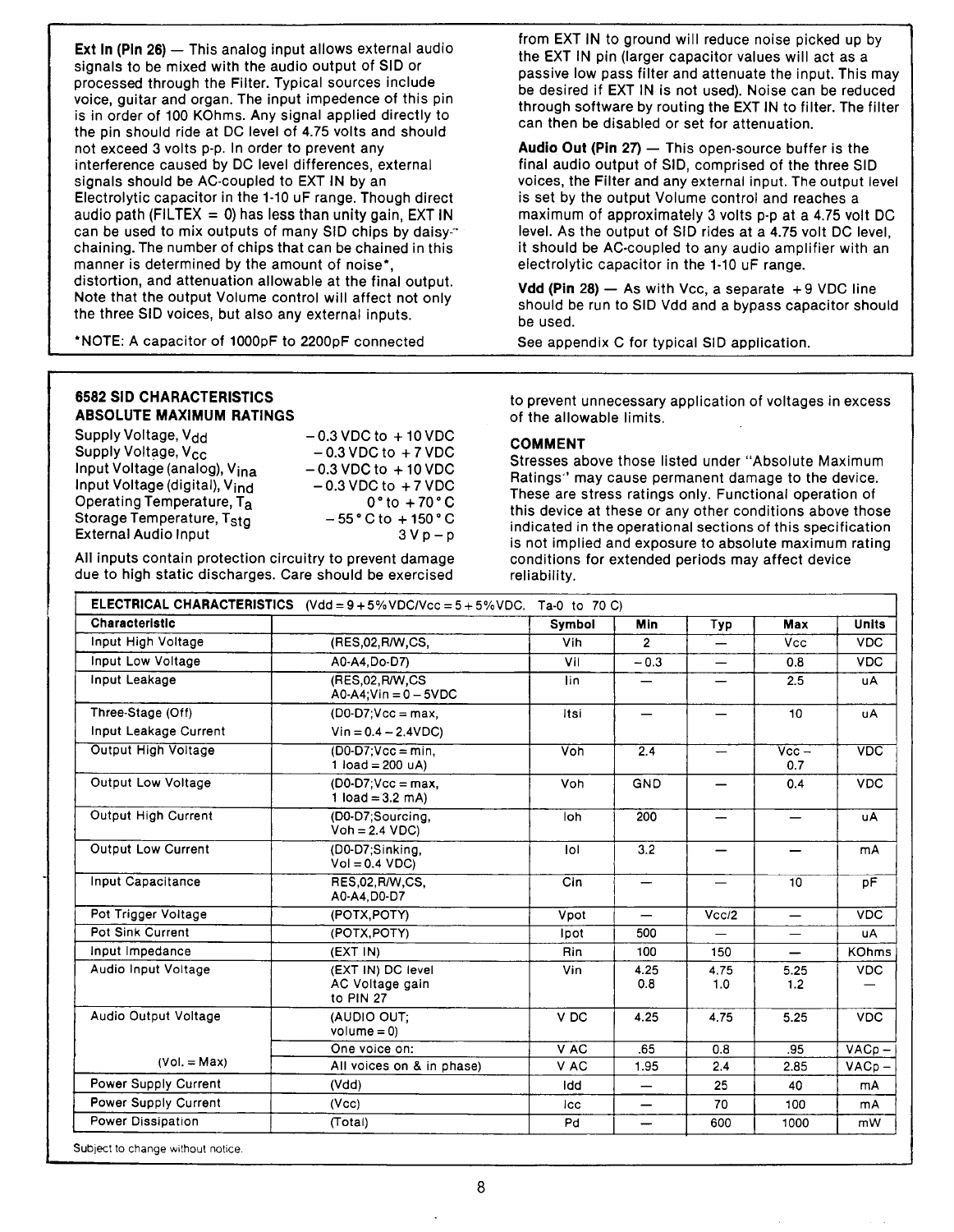**Ext In (Pin 26)** — This analog input allows external audio signals to be mixed with the audio output of SID or processed through the Filter. Typical sources include voice, guitar and organ. The input impedence of this pin is in order of 100 KOhms. Any signal applied directly to the pin should ride at DC level of 4.75 volts and should not exceed 3 volts p-p. In order to prevent any interference caused by DC level differences, external signals should be AC-coupled to EXT IN by an Electrolytic capacitor in the 1-10 uF range. Though direct audio path (FILTEX = 0) has less than unity gain, EXT IN can be used to mix outputs of many SID chips by daisy-chaining. The number of chips that can be chained in this manner is determined by the amount of noise*, distortion, and attenuation allowable at the final output. Note that the output Volume control will affect not only the three SID voices, but also any external inputs.

*NOTE: A capacitor of 1000pF to 2200pF connected from EXT IN to ground will reduce noise picked up by the EXT IN pin (larger capacitor values will act as a passive low pass filter and attenuate the input. This may be desired if EXT IN is not used). Noise can be reduced through software by routing the EXT IN to filter. The filter can then be disabled or set for attenuation.

**Audio Out (Pin 27)** — This open-source buffer is the final audio output of SID, comprised of the three SID voices, the Filter and any external input. The output level is set by the output Volume control and reaches a maximum of approximately 3 volts p-p at a 4.75 volt DC level. As the output of SID rides at a 4.75 volt DC level, it should be AC-coupled to any audio amplifier with an electrolytic capacitor in the 1-10 uF range.

**Vdd (Pin 28)** — As with Vcc, a separate +9 VDC line should be run to SID Vdd and a bypass capacitor should be used.

See appendix C for typical SID application.

## 6582 SID CHARACTERISTICS

### ABSOLUTE MAXIMUM RATINGS

| | |
|---|---|
| Supply Voltage, $V_{dd}$ | −0.3 VDC to +10 VDC |
| Supply Voltage, $V_{cc}$ | −0.3 VDC to +7 VDC |
| Input Voltage (analog), $V_{ina}$ | −0.3 VDC to +10 VDC |
| Input Voltage (digital), $V_{ind}$ | −0.3 VDC to +7 VDC |
| Operating Temperature, $T_a$ | 0°to +70°C |
| Storage Temperature, $T_{stg}$ | −55°C to +150°C |
| External Audio Input | 3 V p−p |

All inputs contain protection circuitry to prevent damage due to high static discharges. Care should be exercised to prevent unnecessary application of voltages in excess of the allowable limits.

**COMMENT**

Stresses above those listed under "Absolute Maximum Ratings" may cause permanent damage to the device. These are stress ratings only. Functional operation of this device at these or any other conditions above those indicated in the operational sections of this specification is not implied and exposure to absolute maximum rating conditions for extended periods may affect device reliability.

**ELECTRICAL CHARACTERISTICS** (Vdd = 9 + 5%VDC/Vcc = 5 + 5%VDC. Ta-0 to 70 C)

| Characteristic | | Symbol | Min | Typ | Max | Units |
|---|---|---|---|---|---|---|
| Input High Voltage | (RES,02,R/W,CS, | Vih | 2 | — | Vcc | VDC |
| Input Low Voltage | A0-A4,Do-D7) | Vil | −0.3 | — | 0.8 | VDC |
| Input Leakage | (RES,02,R/W,CS A0-A4;Vin = 0 − 5VDC | Iin | — | — | 2.5 | uA |
| Three-Stage (Off) Input Leakage Current | (D0-D7;Vcc = max, Vin = 0.4 − 2.4VDC) | Itsi | — | — | 10 | uA |
| Output High Voltage | (D0-D7;Vcc = min, 1 load = 200 uA) | Voh | 2.4 | — | Vcc − 0.7 | VDC |
| Output Low Voltage | (D0-D7;Vcc = max, 1 load = 3.2 mA) | Voh | GND | — | 0.4 | VDC |
| Output High Current | (D0-D7;Sourcing, Voh = 2.4 VDC) | Ioh | 200 | — | — | uA |
| Output Low Current | (D0-D7;Sinking, Vol = 0.4 VDC) | Iol | 3.2 | — | — | mA |
| Input Capacitance | RES,02,R/W,CS, A0-A4,D0-D7 | Cin | — | — | 10 | pF |
| Pot Trigger Voltage | (POTX,POTY) | Vpot | — | Vcc/2 | — | VDC |
| Pot Sink Current | (POTX,POTY) | Ipot | 500 | — | — | uA |
| Input Impedance | (EXT IN) | Rin | 100 | 150 | — | KOhms |
| Audio Input Voltage | (EXT IN) DC level<br>AC Voltage gain to PIN 27 | Vin | 4.25<br>0.8 | 4.75<br>1.0 | 5.25<br>1.2 | VDC<br>— |
| Audio Output Voltage | (AUDIO OUT; volume = 0) | V DC | 4.25 | 4.75 | 5.25 | VDC |
| (Vol. = Max) | One voice on: | V AC | .65 | 0.8 | .95 | VACp − |
| | All voices on & in phase) | V AC | 1.95 | 2.4 | 2.85 | VACp − |
| Power Supply Current | (Vdd) | Idd | — | 25 | 40 | mA |
| Power Supply Current | (Vcc) | Icc | — | 70 | 100 | mA |
| Power Dissipation | (Total) | Pd | — | 600 | 1000 | mW |

Subject to change without notice.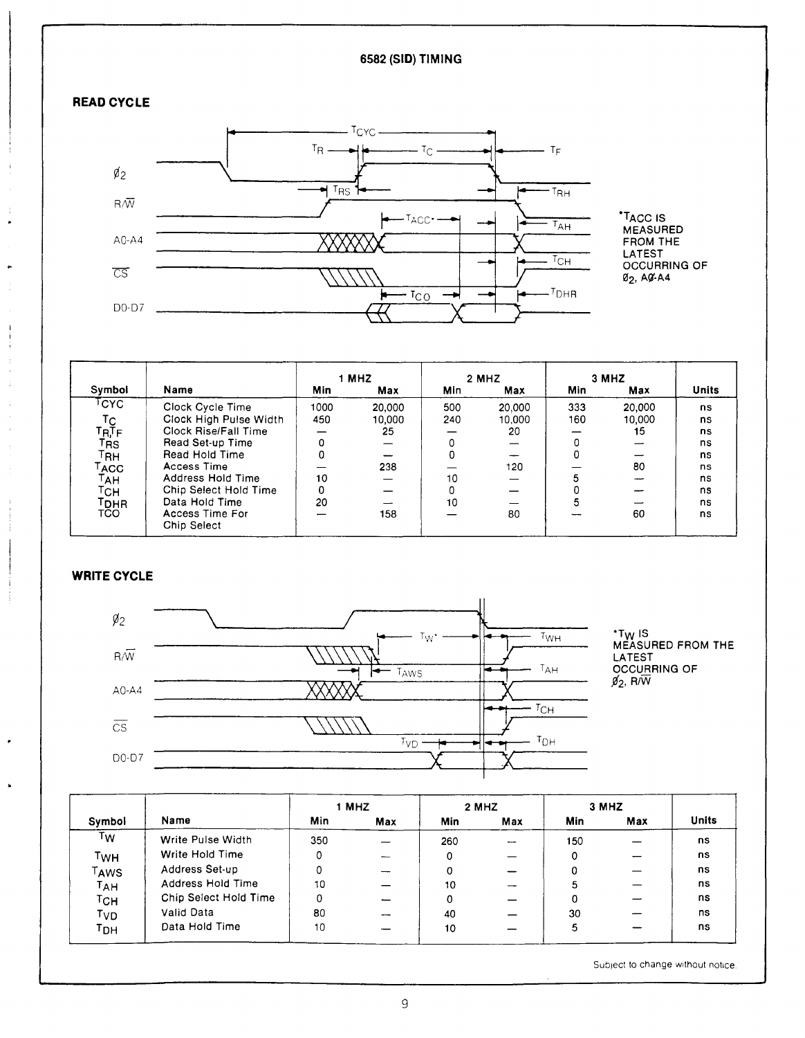# 6582 (SID) TIMING

## READ CYCLE

*$T_{ACC}$ IS MEASURED FROM THE LATEST OCCURRING OF $\phi_2$, A0-A4

| Symbol | Name | 1 MHZ Min | 1 MHZ Max | 2 MHZ Min | 2 MHZ Max | 3 MHZ Min | 3 MHZ Max | Units |
|---|---|---|---|---|---|---|---|---|
| $T_{CYC}$ | Clock Cycle Time | 1000 | 20,000 | 500 | 20,000 | 333 | 20,000 | ns |
| $T_C$ | Clock High Pulse Width | 450 | 10,000 | 240 | 10,000 | 160 | 10,000 | ns |
| $T_R, T_F$ | Clock Rise/Fall Time | — | 25 | — | 20 | — | 15 | ns |
| $T_{RS}$ | Read Set-up Time | 0 | — | 0 | — | 0 | — | ns |
| $T_{RH}$ | Read Hold Time | 0 | — | 0 | — | 0 | — | ns |
| $T_{ACC}$ | Access Time | — | 238 | — | 120 | — | 80 | ns |
| $T_{AH}$ | Address Hold Time | 10 | — | 10 | — | 5 | — | ns |
| $T_{CH}$ | Chip Select Hold Time | 0 | — | 0 | — | 0 | — | ns |
| $T_{DHR}$ | Data Hold Time | 20 | — | 10 | — | 5 | — | ns |
| TCO | Access Time For Chip Select | — | 158 | — | 80 | — | 60 | ns |

## WRITE CYCLE

*$T_W$ IS MEASURED FROM THE LATEST OCCURRING OF $\phi_2$, R/$\overline{W}$

| Symbol | Name | 1 MHZ Min | 1 MHZ Max | 2 MHZ Min | 2 MHZ Max | 3 MHZ Min | 3 MHZ Max | Units |
|---|---|---|---|---|---|---|---|---|
| $T_W$ | Write Pulse Width | 350 | — | 260 | — | 150 | — | ns |
| $T_{WH}$ | Write Hold Time | 0 | — | 0 | — | 0 | — | ns |
| $T_{AWS}$ | Address Set-up | 0 | — | 0 | — | 0 | — | ns |
| $T_{AH}$ | Address Hold Time | 10 | — | 10 | — | 5 | — | ns |
| $T_{CH}$ | Chip Select Hold Time | 0 | — | 0 | — | 0 | — | ns |
| $T_{VD}$ | Valid Data | 80 | — | 40 | — | 30 | — | ns |
| $T_{DH}$ | Data Hold Time | 10 | — | 10 | — | 5 | — | ns |

Subject to change without notice.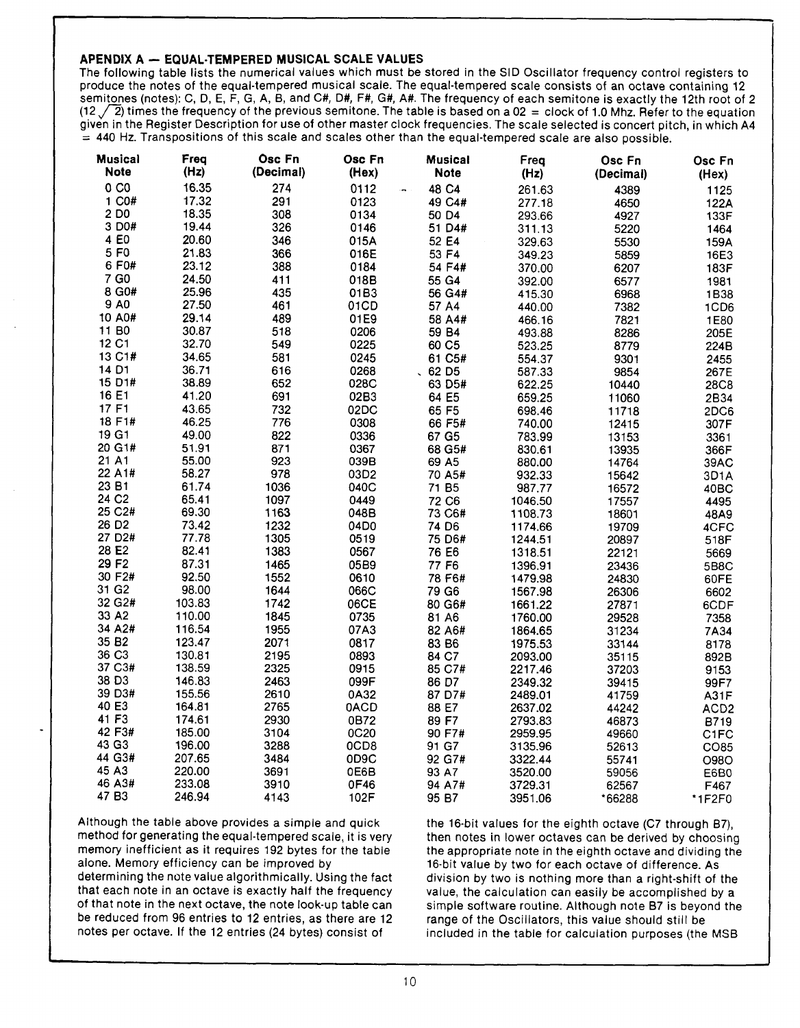## APENDIX A — EQUAL-TEMPERED MUSICAL SCALE VALUES

The following table lists the numerical values which must be stored in the SID Oscillator frequency control registers to produce the notes of the equal-tempered musical scale. The equal-tempered scale consists of an octave containing 12 semitones (notes): C, D, E, F, G, A, B, and C#, D#, F#, G#, A#. The frequency of each semitone is exactly the 12th root of 2 ($\sqrt[12]{2}$) times the frequency of the previous semitone. The table is based on a Ø2 = clock of 1.0 Mhz. Refer to the equation given in the Register Description for use of other master clock frequencies. The scale selected is concert pitch, in which A4 = 440 Hz. Transpositions of this scale and scales other than the equal-tempered scale are also possible.

| Musical Note | Freq (Hz) | Osc Fn (Decimal) | Osc Fn (Hex) | Musical Note | Freq (Hz) | Osc Fn (Decimal) | Osc Fn (Hex) |
|---|---|---|---|---|---|---|---|
| 0 C0 | 16.35 | 274 | 0112 | 48 C4 | 261.63 | 4389 | 1125 |
| 1 C0# | 17.32 | 291 | 0123 | 49 C4# | 277.18 | 4650 | 122A |
| 2 D0 | 18.35 | 308 | 0134 | 50 D4 | 293.66 | 4927 | 133F |
| 3 D0# | 19.44 | 326 | 0146 | 51 D4# | 311.13 | 5220 | 1464 |
| 4 E0 | 20.60 | 346 | 015A | 52 E4 | 329.63 | 5530 | 159A |
| 5 F0 | 21.83 | 366 | 016E | 53 F4 | 349.23 | 5859 | 16E3 |
| 6 F0# | 23.12 | 388 | 0184 | 54 F4# | 370.00 | 6207 | 183F |
| 7 G0 | 24.50 | 411 | 018B | 55 G4 | 392.00 | 6577 | 1981 |
| 8 G0# | 25.96 | 435 | 01B3 | 56 G4# | 415.30 | 6968 | 1B38 |
| 9 A0 | 27.50 | 461 | 01CD | 57 A4 | 440.00 | 7382 | 1CD6 |
| 10 A0# | 29.14 | 489 | 01E9 | 58 A4# | 466.16 | 7821 | 1E80 |
| 11 B0 | 30.87 | 518 | 0206 | 59 B4 | 493.88 | 8286 | 205E |
| 12 C1 | 32.70 | 549 | 0225 | 60 C5 | 523.25 | 8779 | 224B |
| 13 C1# | 34.65 | 581 | 0245 | 61 C5# | 554.37 | 9301 | 2455 |
| 14 D1 | 36.71 | 616 | 0268 | 62 D5 | 587.33 | 9854 | 267E |
| 15 D1# | 38.89 | 652 | 028C | 63 D5# | 622.25 | 10440 | 28C8 |
| 16 E1 | 41.20 | 691 | 02B3 | 64 E5 | 659.25 | 11060 | 2B34 |
| 17 F1 | 43.65 | 732 | 02DC | 65 F5 | 698.46 | 11718 | 2DC6 |
| 18 F1# | 46.25 | 776 | 0308 | 66 F5# | 740.00 | 12415 | 307F |
| 19 G1 | 49.00 | 822 | 0336 | 67 G5 | 783.99 | 13153 | 3361 |
| 20 G1# | 51.91 | 871 | 0367 | 68 G5# | 830.61 | 13935 | 366F |
| 21 A1 | 55.00 | 923 | 039B | 69 A5 | 880.00 | 14764 | 39AC |
| 22 A1# | 58.27 | 978 | 03D2 | 70 A5# | 932.33 | 15642 | 3D1A |
| 23 B1 | 61.74 | 1036 | 040C | 71 B5 | 987.77 | 16572 | 40BC |
| 24 C2 | 65.41 | 1097 | 0449 | 72 C6 | 1046.50 | 17557 | 4495 |
| 25 C2# | 69.30 | 1163 | 048B | 73 C6# | 1108.73 | 18601 | 48A9 |
| 26 D2 | 73.42 | 1232 | 04D0 | 74 D6 | 1174.66 | 19709 | 4CFC |
| 27 D2# | 77.78 | 1305 | 0519 | 75 D6# | 1244.51 | 20897 | 518F |
| 28 E2 | 82.41 | 1383 | 0567 | 76 E6 | 1318.51 | 22121 | 5669 |
| 29 F2 | 87.31 | 1465 | 05B9 | 77 F6 | 1396.91 | 23436 | 5B8C |
| 30 F2# | 92.50 | 1552 | 0610 | 78 F6# | 1479.98 | 24830 | 60FE |
| 31 G2 | 98.00 | 1644 | 066C | 79 G6 | 1567.98 | 26306 | 6602 |
| 32 G2# | 103.83 | 1742 | 06CE | 80 G6# | 1661.22 | 27871 | 6CDF |
| 33 A2 | 110.00 | 1845 | 0735 | 81 A6 | 1760.00 | 29528 | 7358 |
| 34 A2# | 116.54 | 1955 | 07A3 | 82 A6# | 1864.65 | 31234 | 7A34 |
| 35 B2 | 123.47 | 2071 | 0817 | 83 B6 | 1975.53 | 33144 | 8178 |
| 36 C3 | 130.81 | 2195 | 0893 | 84 C7 | 2093.00 | 35115 | 892B |
| 37 C3# | 138.59 | 2325 | 0915 | 85 C7# | 2217.46 | 37203 | 9153 |
| 38 D3 | 146.83 | 2463 | 099F | 86 D7 | 2349.32 | 39415 | 99F7 |
| 39 D3# | 155.56 | 2610 | 0A32 | 87 D7# | 2489.01 | 41759 | A31F |
| 40 E3 | 164.81 | 2765 | 0ACD | 88 E7 | 2637.02 | 44242 | ACD2 |
| 41 F3 | 174.61 | 2930 | 0B72 | 89 F7 | 2793.83 | 46873 | B719 |
| 42 F3# | 185.00 | 3104 | 0C20 | 90 F7# | 2959.95 | 49660 | C1FC |
| 43 G3 | 196.00 | 3288 | 0CD8 | 91 G7 | 3135.96 | 52613 | C085 |
| 44 G3# | 207.65 | 3484 | 0D9C | 92 G7# | 3322.44 | 55741 | 0980 |
| 45 A3 | 220.00 | 3691 | 0E6B | 93 A7 | 3520.00 | 59056 | E6B0 |
| 46 A3# | 233.08 | 3910 | 0F46 | 94 A7# | 3729.31 | 62567 | F467 |
| 47 B3 | 246.94 | 4143 | 102F | 95 B7 | 3951.06 | *66288 | *1F2F0 |

Although the table above provides a simple and quick method for generating the equal-tempered scale, it is very memory inefficient as it requires 192 bytes for the table alone. Memory efficiency can be improved by determining the note value algorithmically. Using the fact that each note in an octave is exactly half the frequency of that note in the next octave, the note look-up table can be reduced from 96 entries to 12 entries, as there are 12 notes per octave. If the 12 entries (24 bytes) consist of the 16-bit values for the eighth octave (C7 through B7), then notes in lower octaves can be derived by choosing the appropriate note in the eighth octave and dividing the 16-bit value by two for each octave of difference. As division by two is nothing more than a right-shift of the value, the calculation can easily be accomplished by a simple software routine. Although note B7 is beyond the range of the Oscillators, this value should still be included in the table for calculation purposes (the MSB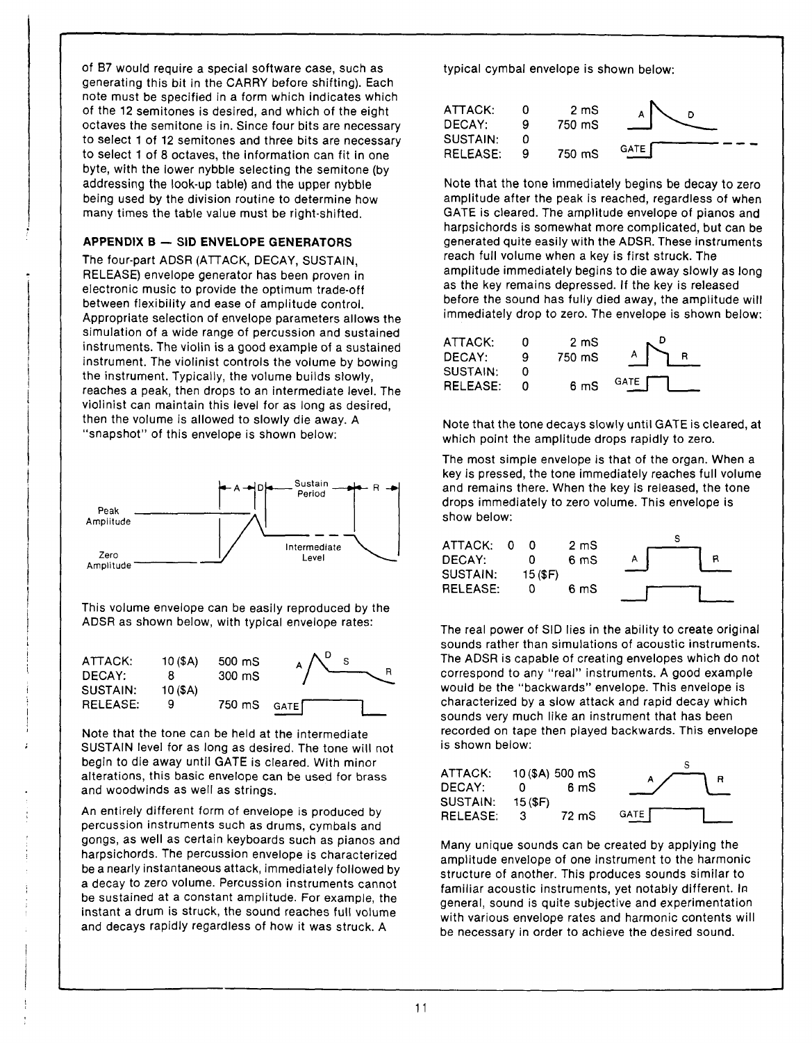of B7 would require a special software case, such as generating this bit in the CARRY before shifting). Each note must be specified in a form which indicates which of the 12 semitones is desired, and which of the eight octaves the semitone is in. Since four bits are necessary to select 1 of 12 semitones and three bits are necessary to select 1 of 8 octaves, the information can fit in one byte, with the lower nybble selecting the semitone (by addressing the look-up table) and the upper nybble being used by the division routine to determine how many times the table value must be right-shifted.

## APPENDIX B — SID ENVELOPE GENERATORS

The four-part ADSR (ATTACK, DECAY, SUSTAIN, RELEASE) envelope generator has been proven in electronic music to provide the optimum trade-off between flexibility and ease of amplitude control. Appropriate selection of envelope parameters allows the simulation of a wide range of percussion and sustained instruments. The violin is a good example of a sustained instrument. The violinist controls the volume by bowing the instrument. Typically, the volume builds slowly, reaches a peak, then drops to an intermediate level. The violinist can maintain this level for as long as desired, then the volume is allowed to slowly die away. A "snapshot" of this envelope is shown below:

This volume envelope can be easily reproduced by the ADSR as shown below, with typical envelope rates:

| | | |
|---|---|---|
| ATTACK: | 10 ($A) | 500 mS |
| DECAY: | 8 | 300 mS |
| SUSTAIN: | 10 ($A) | |
| RELEASE: | 9 | 750 mS |

Note that the tone can be held at the intermediate SUSTAIN level for as long as desired. The tone will not begin to die away until GATE is cleared. With minor alterations, this basic envelope can be used for brass and woodwinds as well as strings.

An entirely different form of envelope is produced by percussion instruments such as drums, cymbals and gongs, as well as certain keyboards such as pianos and harpsichords. The percussion envelope is characterized be a nearly instantaneous attack, immediately followed by a decay to zero volume. Percussion instruments cannot be sustained at a constant amplitude. For example, the instant a drum is struck, the sound reaches full volume and decays rapidly regardless of how it was struck. A typical cymbal envelope is shown below:

| | | |
|---|---|---|
| ATTACK: | 0 | 2 mS |
| DECAY: | 9 | 750 mS |
| SUSTAIN: | 0 | |
| RELEASE: | 9 | 750 mS |

Note that the tone immediately begins be decay to zero amplitude after the peak is reached, regardless of when GATE is cleared. The amplitude envelope of pianos and harpsichords is somewhat more complicated, but can be generated quite easily with the ADSR. These instruments reach full volume when a key is first struck. The amplitude immediately begins to die away slowly as long as the key remains depressed. If the key is released before the sound has fully died away, the amplitude will immediately drop to zero. The envelope is shown below:

| | | |
|---|---|---|
| ATTACK: | 0 | 2 mS |
| DECAY: | 9 | 750 mS |
| SUSTAIN: | 0 | |
| RELEASE: | 0 | 6 mS |

Note that the tone decays slowly until GATE is cleared, at which point the amplitude drops rapidly to zero.

The most simple envelope is that of the organ. When a key is pressed, the tone immediately reaches full volume and remains there. When the key is released, the tone drops immediately to zero volume. This envelope is show below:

| | | |
|---|---|---|
| ATTACK: | 0 0 | 2 mS |
| DECAY: | 0 | 6 mS |
| SUSTAIN: | 15 ($F) | |
| RELEASE: | 0 | 6 mS |

The real power of SID lies in the ability to create original sounds rather than simulations of acoustic instruments. The ADSR is capable of creating envelopes which do not correspond to any "real" instruments. A good example would be the "backwards" envelope. This envelope is characterized by a slow attack and rapid decay which sounds very much like an instrument that has been recorded on tape then played backwards. This envelope is shown below:

| | | |
|---|---|---|
| ATTACK: | 10 ($A) | 500 mS |
| DECAY: | 0 | 6 mS |
| SUSTAIN: | 15 ($F) | |
| RELEASE: | 3 | 72 mS |

Many unique sounds can be created by applying the amplitude envelope of one instrument to the harmonic structure of another. This produces sounds similar to familiar acoustic instruments, yet notably different. In general, sound is quite subjective and experimentation with various envelope rates and harmonic contents will be necessary in order to achieve the desired sound.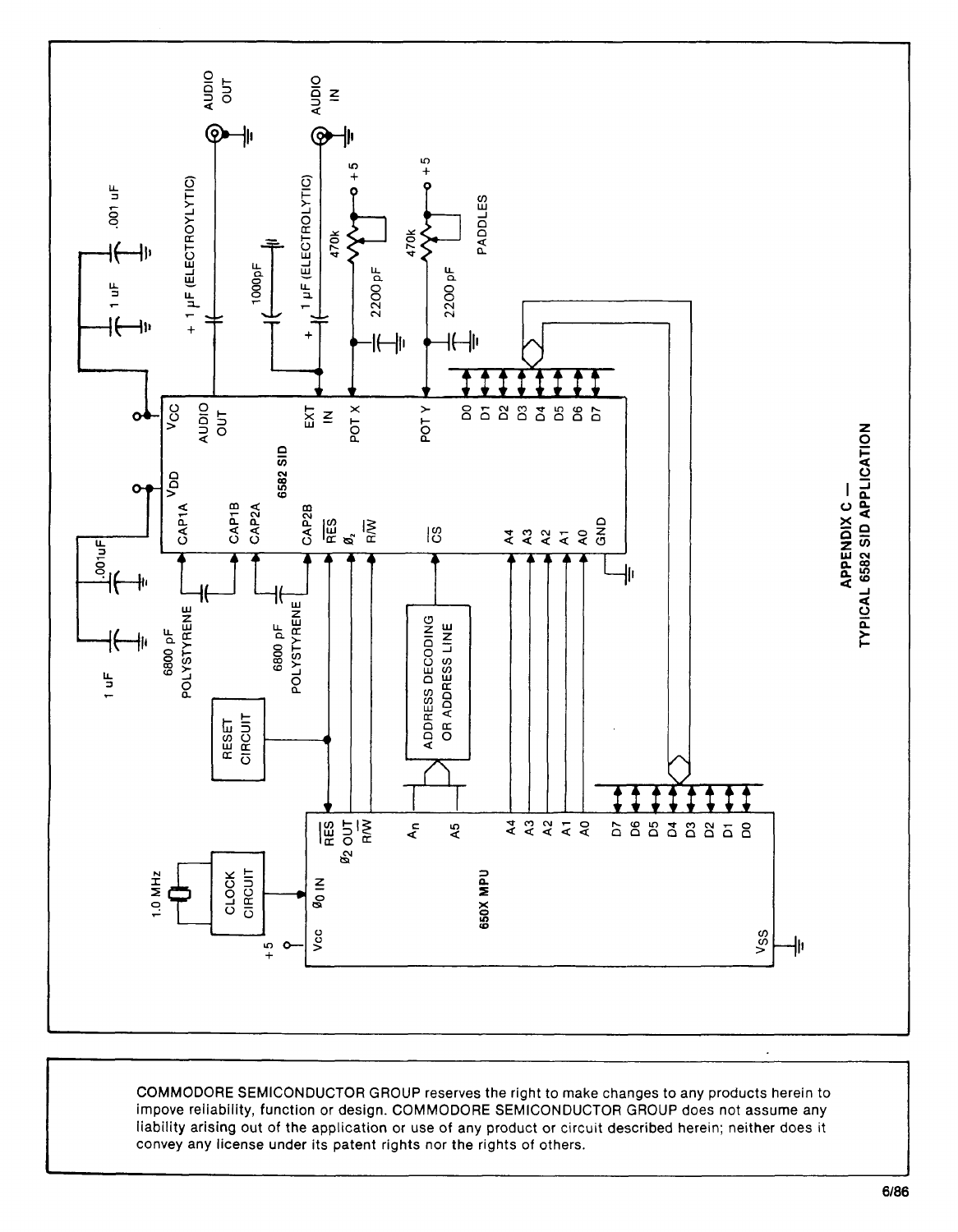APPENDIX C —
TYPICAL 6582 SID APPLICATION

AUDIO OUT
AUDIO IN
+ 1 μF (ELECTROYLYTIC)
1000pF
+ 1 μF (ELECTROLYTIC)
+5
470k
2200pF
+5
470k
2200pF
PADDLES
.001 uF
1 uF
.001uF
1 uF
VCC
VDD
AUDIO OUT
EXT IN
POT X
POT Y
D0 D1 D2 D3 D4 D5 D6 D7
6582 SID
CAP1A
CAP1B
CAP2A
CAP2B
RES
Ø2
R/W
CS
A4 A3 A2 A1 A0
GND
6800 pF POLYSTYRENE
6800 pF POLYSTYRENE
RESET CIRCUIT
ADDRESS DECODING OR ADDRESS LINE
1.0 MHz
CLOCK CIRCUIT
+5
Vcc
Ø0 IN
RES
Ø2 OUT
R/W
An
A5
A4 A3 A2 A1 A0
D7 D6 D5 D4 D3 D2 D1 D0
650X MPU
VSS

COMMODORE SEMICONDUCTOR GROUP reserves the right to make changes to any products herein to impove reliability, function or design. COMMODORE SEMICONDUCTOR GROUP does not assume any liability arising out of the application or use of any product or circuit described herein; neither does it convey any license under its patent rights nor the rights of others.

6/86